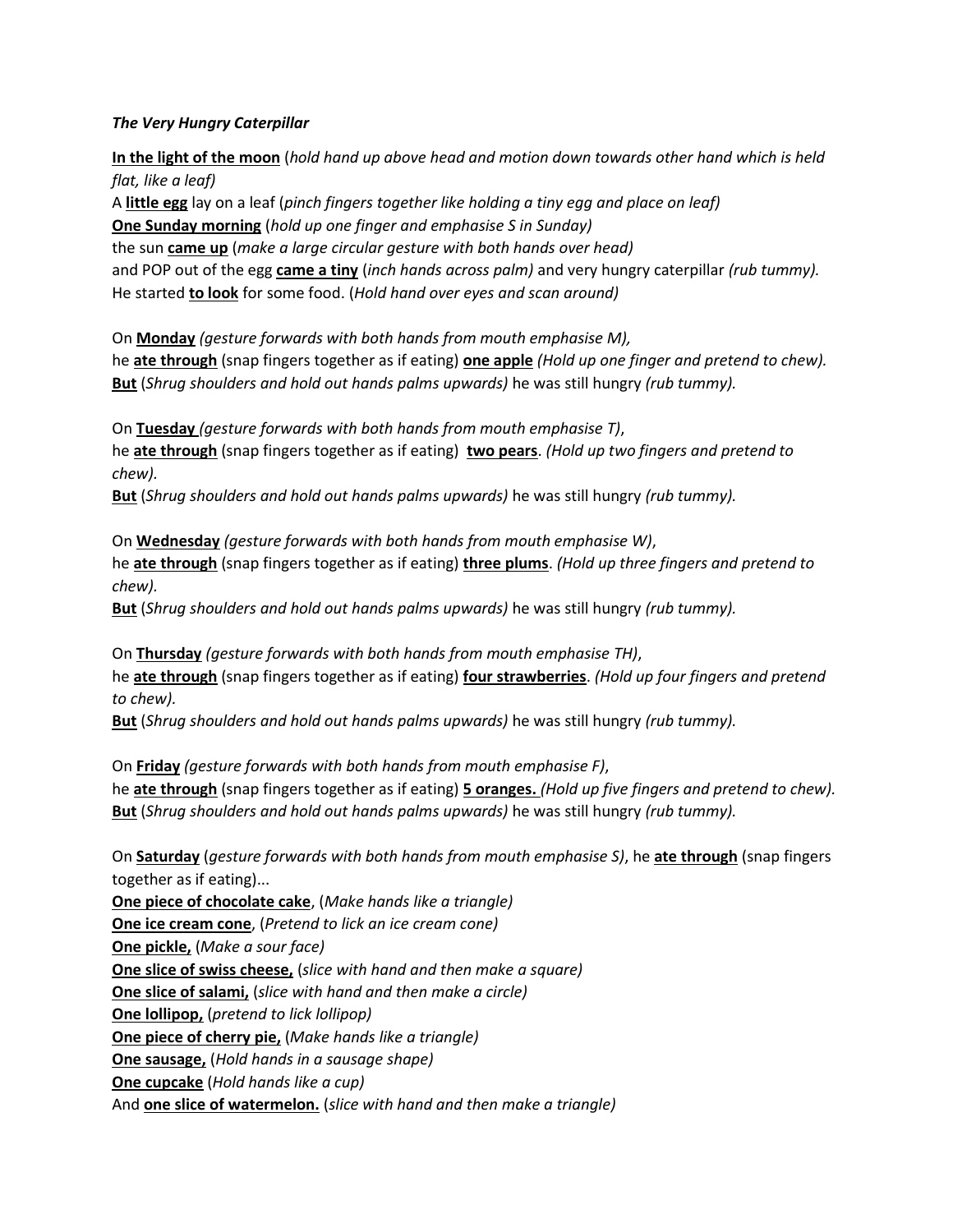***The Very Hungry Caterpillar***

<u>**In the light of the moon**</u> (*hold hand up above head and motion down towards other hand which is held flat, like a leaf)*
A <u>**little egg**</u> lay on a leaf (*pinch fingers together like holding a tiny egg and place on leaf)*
<u>**One Sunday morning**</u> (*hold up one finger and emphasise S in Sunday)*
the sun <u>**came up**</u> (*make a large circular gesture with both hands over head)*
and POP out of the egg <u>**came a tiny**</u> (*inch hands across palm)* and very hungry caterpillar *(rub tummy).*
He started <u>**to look**</u> for some food. (*Hold hand over eyes and scan around)*

On <u>**Monday**</u> *(gesture forwards with both hands from mouth emphasise M),*
he <u>**ate through**</u> (snap fingers together as if eating) <u>**one apple**</u> *(Hold up one finger and pretend to chew).*
<u>**But**</u> (*Shrug shoulders and hold out hands palms upwards)* he was still hungry *(rub tummy).*

On <u>**Tuesday**</u> *(gesture forwards with both hands from mouth emphasise T)*,
he <u>**ate through**</u> (snap fingers together as if eating) <u>**two pears**</u>. *(Hold up two fingers and pretend to chew).*
<u>**But**</u> (*Shrug shoulders and hold out hands palms upwards)* he was still hungry *(rub tummy).*

On <u>**Wednesday**</u> *(gesture forwards with both hands from mouth emphasise W)*,
he <u>**ate through**</u> (snap fingers together as if eating) <u>**three plums**</u>. *(Hold up three fingers and pretend to chew).*
<u>**But**</u> (*Shrug shoulders and hold out hands palms upwards)* he was still hungry *(rub tummy).*

On <u>**Thursday**</u> *(gesture forwards with both hands from mouth emphasise TH)*,
he <u>**ate through**</u> (snap fingers together as if eating) <u>**four strawberries**</u>. *(Hold up four fingers and pretend to chew).*
<u>**But**</u> (*Shrug shoulders and hold out hands palms upwards)* he was still hungry *(rub tummy).*

On <u>**Friday**</u> *(gesture forwards with both hands from mouth emphasise F)*,
he <u>**ate through**</u> (snap fingers together as if eating) <u>**5 oranges.**</u> *(Hold up five fingers and pretend to chew).*
<u>**But**</u> (*Shrug shoulders and hold out hands palms upwards)* he was still hungry *(rub tummy).*

On <u>**Saturday**</u> (*gesture forwards with both hands from mouth emphasise S)*, he <u>**ate through**</u> (snap fingers together as if eating)...
<u>**One piece of chocolate cake**</u>, (*Make hands like a triangle)*
<u>**One ice cream cone**</u>, (*Pretend to lick an ice cream cone)*
<u>**One pickle,**</u> (*Make a sour face)*
<u>**One slice of swiss cheese,**</u> (*slice with hand and then make a square)*
<u>**One slice of salami,**</u> (*slice with hand and then make a circle)*
<u>**One lollipop,**</u> (*pretend to lick lollipop)*
<u>**One piece of cherry pie,**</u> (*Make hands like a triangle)*
<u>**One sausage,**</u> (*Hold hands in a sausage shape)*
<u>**One cupcake**</u> (*Hold hands like a cup)*
And <u>**one slice of watermelon.**</u> (*slice with hand and then make a triangle)*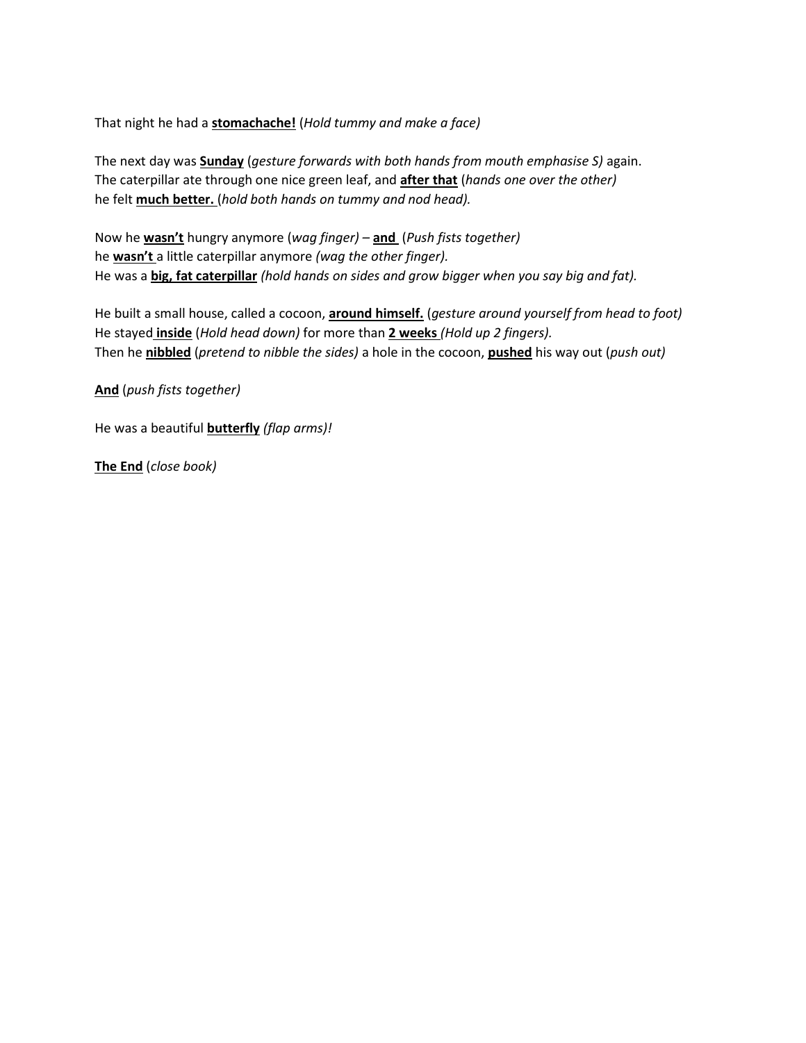That night he had a **stomachache!** (*Hold tummy and make a face)*

The next day was **Sunday** (*gesture forwards with both hands from mouth emphasise S)* again.
The caterpillar ate through one nice green leaf, and **after that** (*hands one over the other)*
he felt **much better.** (*hold both hands on tummy and nod head).*

Now he **wasn't** hungry anymore (*wag finger)* – **and** (*Push fists together)*
he **wasn't** a little caterpillar anymore *(wag the other finger).*
He was a **big, fat caterpillar** *(hold hands on sides and grow bigger when you say big and fat).*

He built a small house, called a cocoon, **around himself.** (*gesture around yourself from head to foot)*
He stayed **inside** (*Hold head down)* for more than **2 weeks** *(Hold up 2 fingers).*
Then he **nibbled** (*pretend to nibble the sides)* a hole in the cocoon, **pushed** his way out (*push out)*

**And** (*push fists together)*

He was a beautiful **butterfly** *(flap arms)!*

**The End** (*close book)*